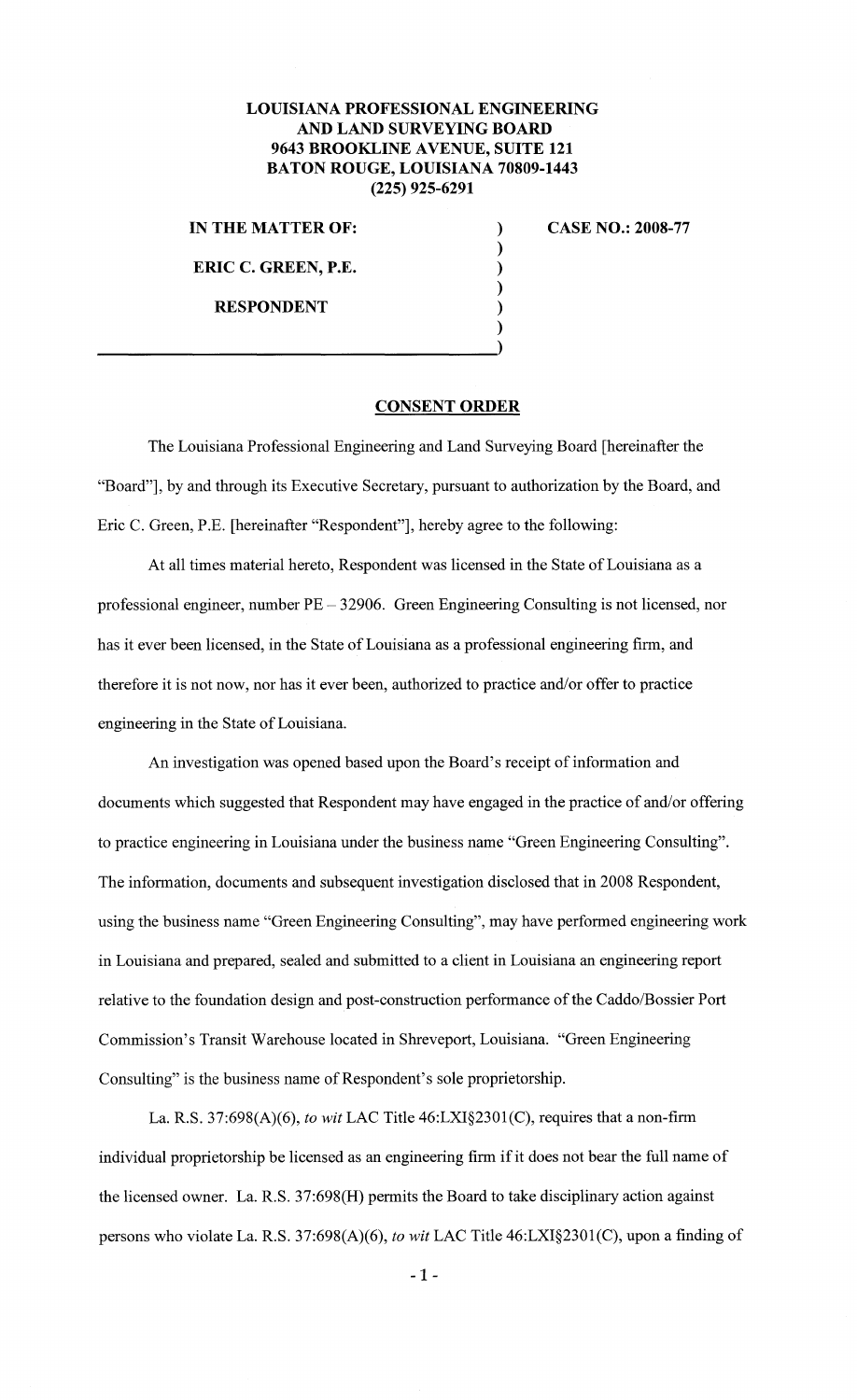**LOUISIANA PROFESSIONAL ENGINEERING AND LAND SURVEYING BOARD**
**9643 BROOKLINE AVENUE, SUITE 121**
**BATON ROUGE, LOUISIANA 70809-1443**
**(225) 925-6291**

**IN THE MATTER OF:**

**ERIC C. GREEN, P.E.**

**RESPONDENT**

**CASE NO.: 2008-77**

## CONSENT ORDER

The Louisiana Professional Engineering and Land Surveying Board [hereinafter the "Board"], by and through its Executive Secretary, pursuant to authorization by the Board, and Eric C. Green, P.E. [hereinafter "Respondent"], hereby agree to the following:

At all times material hereto, Respondent was licensed in the State of Louisiana as a professional engineer, number PE – 32906. Green Engineering Consulting is not licensed, nor has it ever been licensed, in the State of Louisiana as a professional engineering firm, and therefore it is not now, nor has it ever been, authorized to practice and/or offer to practice engineering in the State of Louisiana.

An investigation was opened based upon the Board's receipt of information and documents which suggested that Respondent may have engaged in the practice of and/or offering to practice engineering in Louisiana under the business name "Green Engineering Consulting". The information, documents and subsequent investigation disclosed that in 2008 Respondent, using the business name "Green Engineering Consulting", may have performed engineering work in Louisiana and prepared, sealed and submitted to a client in Louisiana an engineering report relative to the foundation design and post-construction performance of the Caddo/Bossier Port Commission's Transit Warehouse located in Shreveport, Louisiana. "Green Engineering Consulting" is the business name of Respondent's sole proprietorship.

La. R.S. 37:698(A)(6), *to wit* LAC Title 46:LXI§2301(C), requires that a non-firm individual proprietorship be licensed as an engineering firm if it does not bear the full name of the licensed owner. La. R.S. 37:698(H) permits the Board to take disciplinary action against persons who violate La. R.S. 37:698(A)(6), *to wit* LAC Title 46:LXI§2301(C), upon a finding of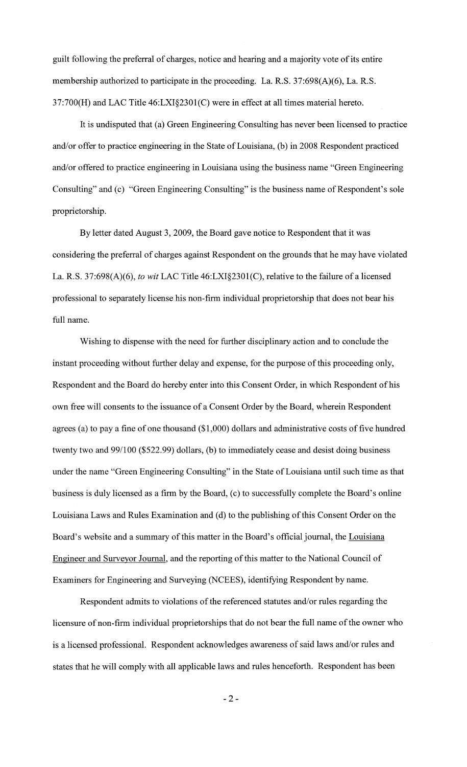guilt following the preferral of charges, notice and hearing and a majority vote of its entire membership authorized to participate in the proceeding. La. R.S. 37:698(A)(6), La. R.S. 37:700(H) and LAC Title 46:LXI§2301(C) were in effect at all times material hereto.

It is undisputed that (a) Green Engineering Consulting has never been licensed to practice and/or offer to practice engineering in the State of Louisiana, (b) in 2008 Respondent practiced and/or offered to practice engineering in Louisiana using the business name "Green Engineering Consulting" and (c) "Green Engineering Consulting" is the business name of Respondent's sole proprietorship.

By letter dated August 3, 2009, the Board gave notice to Respondent that it was considering the preferral of charges against Respondent on the grounds that he may have violated La. R.S. 37:698(A)(6), *to wit* LAC Title 46:LXI§2301(C), relative to the failure of a licensed professional to separately license his non-firm individual proprietorship that does not bear his full name.

Wishing to dispense with the need for further disciplinary action and to conclude the instant proceeding without further delay and expense, for the purpose of this proceeding only, Respondent and the Board do hereby enter into this Consent Order, in which Respondent of his own free will consents to the issuance of a Consent Order by the Board, wherein Respondent agrees (a) to pay a fine of one thousand ($1,000) dollars and administrative costs of five hundred twenty two and 99/100 ($522.99) dollars, (b) to immediately cease and desist doing business under the name "Green Engineering Consulting" in the State of Louisiana until such time as that business is duly licensed as a firm by the Board, (c) to successfully complete the Board's online Louisiana Laws and Rules Examination and (d) to the publishing of this Consent Order on the Board's website and a summary of this matter in the Board's official journal, the Louisiana Engineer and Surveyor Journal, and the reporting of this matter to the National Council of Examiners for Engineering and Surveying (NCEES), identifying Respondent by name.

Respondent admits to violations of the referenced statutes and/or rules regarding the licensure of non-firm individual proprietorships that do not bear the full name of the owner who is a licensed professional. Respondent acknowledges awareness of said laws and/or rules and states that he will comply with all applicable laws and rules henceforth. Respondent has been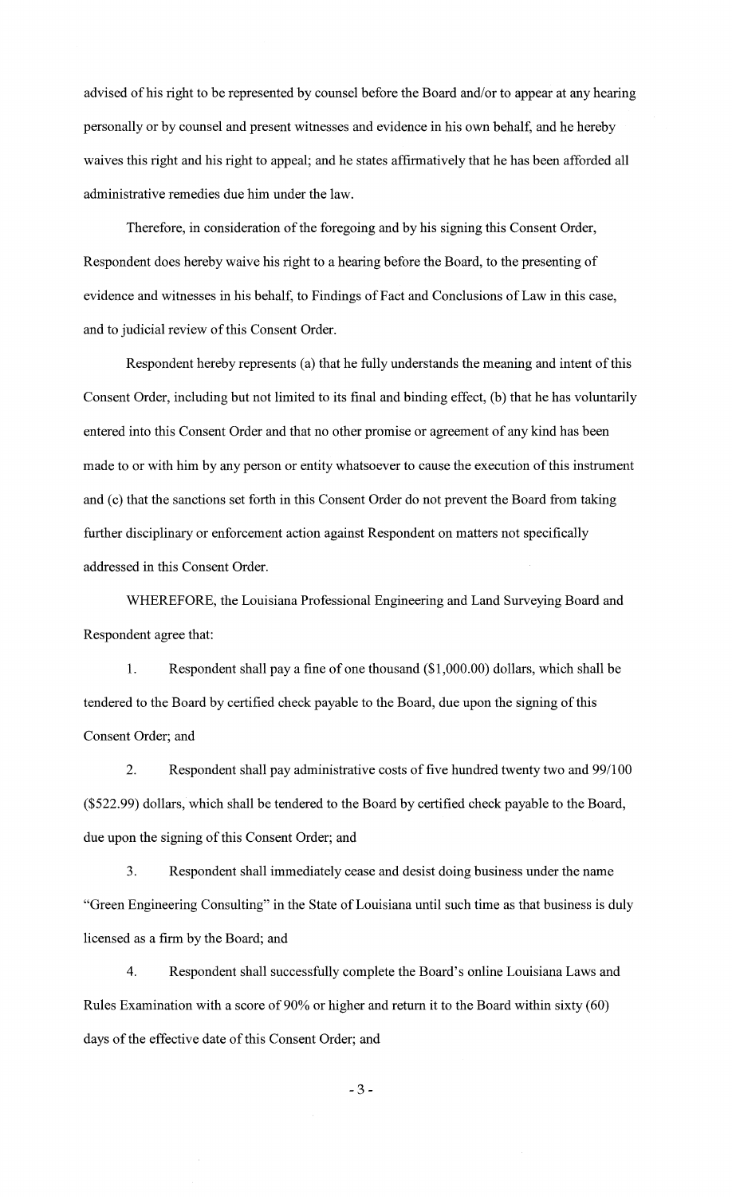advised of his right to be represented by counsel before the Board and/or to appear at any hearing personally or by counsel and present witnesses and evidence in his own behalf, and he hereby waives this right and his right to appeal; and he states affirmatively that he has been afforded all administrative remedies due him under the law.

Therefore, in consideration of the foregoing and by his signing this Consent Order, Respondent does hereby waive his right to a hearing before the Board, to the presenting of evidence and witnesses in his behalf, to Findings of Fact and Conclusions of Law in this case, and to judicial review of this Consent Order.

Respondent hereby represents (a) that he fully understands the meaning and intent of this Consent Order, including but not limited to its final and binding effect, (b) that he has voluntarily entered into this Consent Order and that no other promise or agreement of any kind has been made to or with him by any person or entity whatsoever to cause the execution of this instrument and (c) that the sanctions set forth in this Consent Order do not prevent the Board from taking further disciplinary or enforcement action against Respondent on matters not specifically addressed in this Consent Order.

WHEREFORE, the Louisiana Professional Engineering and Land Surveying Board and Respondent agree that:

1. Respondent shall pay a fine of one thousand ($1,000.00) dollars, which shall be tendered to the Board by certified check payable to the Board, due upon the signing of this Consent Order; and

2. Respondent shall pay administrative costs of five hundred twenty two and 99/100 ($522.99) dollars, which shall be tendered to the Board by certified check payable to the Board, due upon the signing of this Consent Order; and

3. Respondent shall immediately cease and desist doing business under the name "Green Engineering Consulting" in the State of Louisiana until such time as that business is duly licensed as a firm by the Board; and

4. Respondent shall successfully complete the Board's online Louisiana Laws and Rules Examination with a score of 90% or higher and return it to the Board within sixty (60) days of the effective date of this Consent Order; and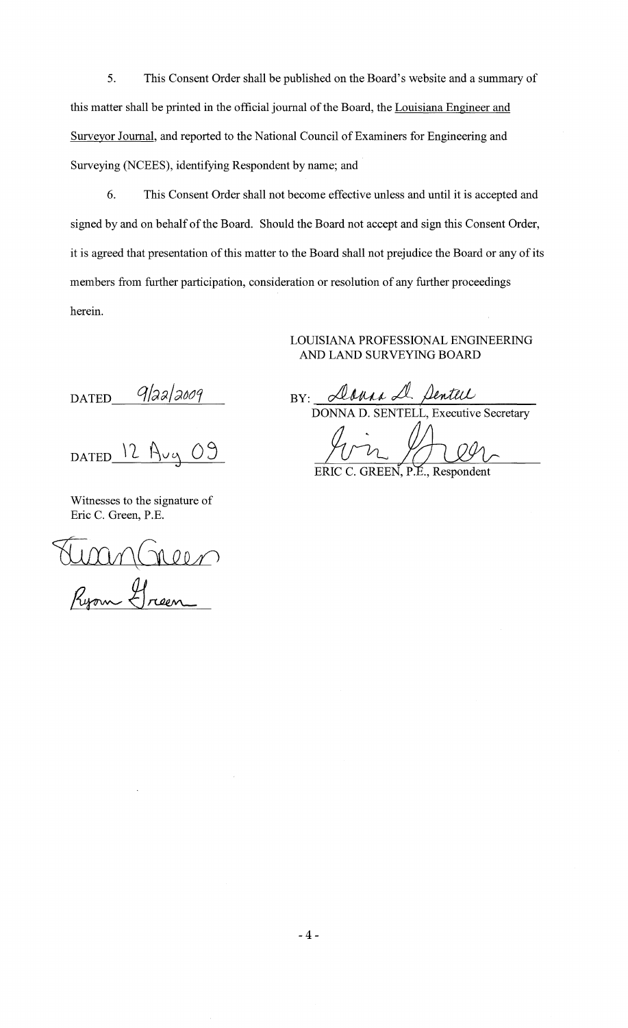5. This Consent Order shall be published on the Board's website and a summary of this matter shall be printed in the official journal of the Board, the Louisiana Engineer and Surveyor Journal, and reported to the National Council of Examiners for Engineering and Surveying (NCEES), identifying Respondent by name; and

6. This Consent Order shall not become effective unless and until it is accepted and signed by and on behalf of the Board. Should the Board not accept and sign this Consent Order, it is agreed that presentation of this matter to the Board shall not prejudice the Board or any of its members from further participation, consideration or resolution of any further proceedings herein.

LOUISIANA PROFESSIONAL ENGINEERING AND LAND SURVEYING BOARD

DATED 9/22/2009

BY: Donna D. Sentell
DONNA D. SENTELL, Executive Secretary

DATED 12 Aug 09

Eric Green
ERIC C. GREEN, P.E., Respondent

Witnesses to the signature of Eric C. Green, P.E.

Susan Green

Ryan Green